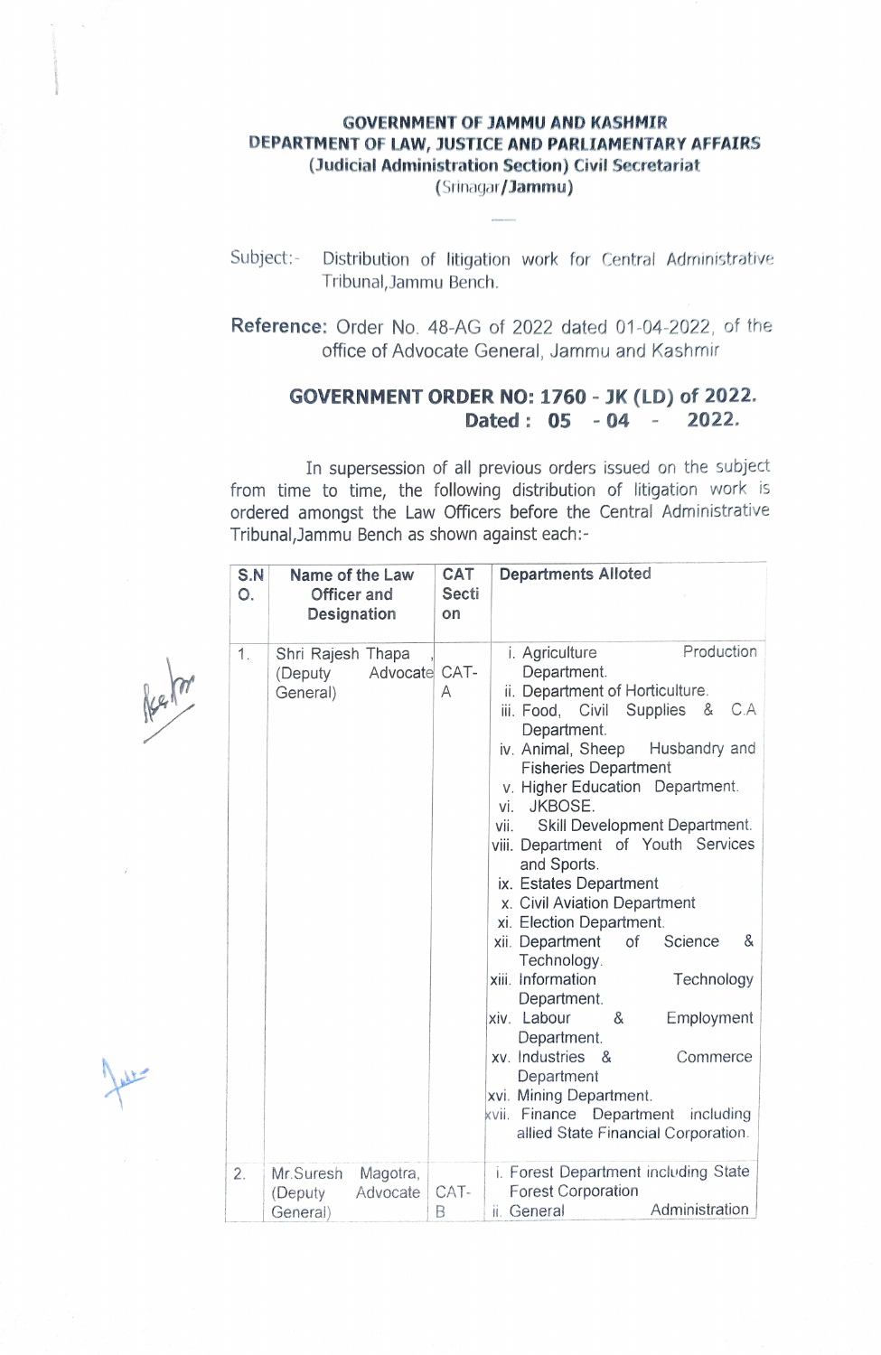**GOVERNMENT OF JAMMU AND KASHMIR**
**DEPARTMENT OF LAW, JUSTICE AND PARLIAMENTARY AFFAIRS**
**(Judicial Administration Section) Civil Secretariat**
**(Srinagar/Jammu)**

Subject:- Distribution of litigation work for Central Administrative Tribunal,Jammu Bench.

**Reference:** Order No. 48-AG of 2022 dated 01-04-2022, of the office of Advocate General, Jammu and Kashmir

**GOVERNMENT ORDER NO: 1760 - JK (LD) of 2022.**
**Dated : 05 - 04 - 2022.**

In supersession of all previous orders issued on the subject from time to time, the following distribution of litigation work is ordered amongst the Law Officers before the Central Administrative Tribunal,Jammu Bench as shown against each:-

| S.NO. | Name of the Law Officer and Designation | CAT Section | Departments Alloted |
|---|---|---|---|
| 1. | Shri Rajesh Thapa , (Deputy Advocate General) | CAT-A | i. Agriculture Production Department.<br>ii. Department of Horticulture.<br>iii. Food, Civil Supplies & C.A Department.<br>iv. Animal, Sheep Husbandry and Fisheries Department<br>v. Higher Education Department.<br>vi. JKBOSE.<br>vii. Skill Development Department.<br>viii. Department of Youth Services and Sports.<br>ix. Estates Department<br>x. Civil Aviation Department<br>xi. Election Department.<br>xii. Department of Science & Technology.<br>xiii. Information Technology Department.<br>xiv. Labour & Employment Department.<br>xv. Industries & Commerce Department<br>xvi. Mining Department.<br>xvii. Finance Department including allied State Financial Corporation. |
| 2. | Mr.Suresh Magotra, (Deputy Advocate General) | CAT-B | i. Forest Department including State Forest Corporation<br>ii. General Administration |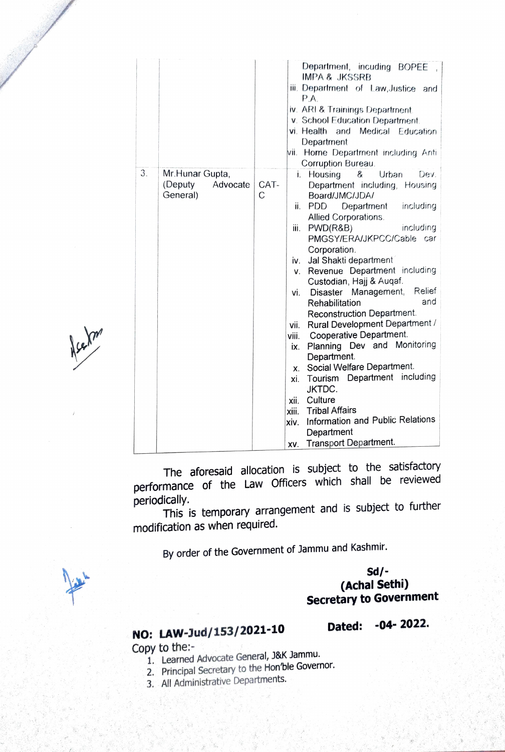|  |  |  | Department, incuding BOPEE , IMPA & JKSSRB<br>iii. Department of Law,Justice and P.A.<br>iv. ARI & Trainings Department<br>v. School Education Department<br>vi. Health and Medical Education Department<br>vii. Home Department including Anti Corruption Bureau. |
|---|---|---|---|
| 3. | Mr.Hunar Gupta, (Deputy Advocate General) | CAT-C | i. Housing & Urban Dev. Department including, Housing Board/JMC/JDA/<br>ii. PDD Department including Allied Corporations.<br>iii. PWD(R&B) including PMGSY/ERA/JKPCC/Cable car Corporation.<br>iv. Jal Shakti department<br>v. Revenue Department including Custodian, Hajj & Auqaf.<br>vi. Disaster Management, Relief Rehabilitation and Reconstruction Department.<br>vii. Rural Development Department /<br>viii. Cooperative Department.<br>ix. Planning Dev and Monitoring Department.<br>x. Social Welfare Department.<br>xi. Tourism Department including JKTDC.<br>xii. Culture<br>xiii. Tribal Affairs<br>xiv. Information and Public Relations Department<br>xv. Transport Department. |

The aforesaid allocation is subject to the satisfactory performance of the Law Officers which shall be reviewed periodically.

This is temporary arrangement and is subject to further modification as when required.

By order of the Government of Jammu and Kashmir.

**Sd/-**
**(Achal Sethi)**
**Secretary to Government**

**NO: LAW-Jud/153/2021-10** **Dated: -04- 2022.**

Copy to the:-

1. Learned Advocate General, J&K Jammu.
2. Principal Secretary to the Hon'ble Governor.
3. All Administrative Departments.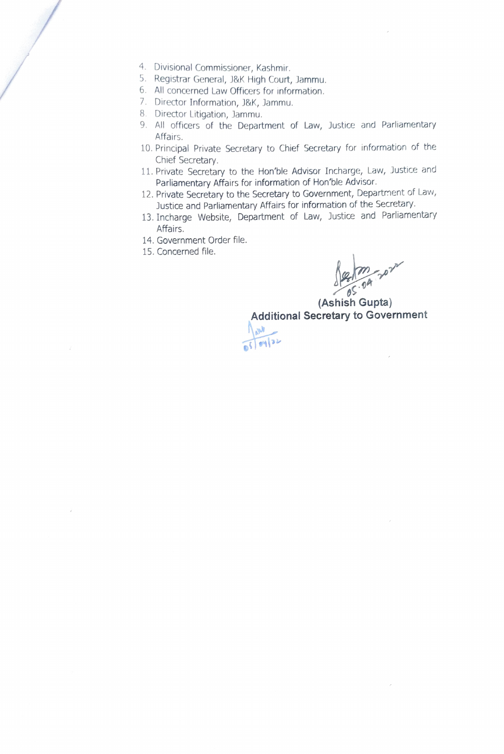4. Divisional Commissioner, Kashmir.
5. Registrar General, J&K High Court, Jammu.
6. All concerned Law Officers for information.
7. Director Information, J&K, Jammu.
8. Director Litigation, Jammu.
9. All officers of the Department of Law, Justice and Parliamentary Affairs.
10. Principal Private Secretary to Chief Secretary for information of the Chief Secretary.
11. Private Secretary to the Hon'ble Advisor Incharge, Law, Justice and Parliamentary Affairs for information of Hon'ble Advisor.
12. Private Secretary to the Secretary to Government, Department of Law, Justice and Parliamentary Affairs for information of the Secretary.
13. Incharge Website, Department of Law, Justice and Parliamentary Affairs.
14. Government Order file.
15. Concerned file.

05.04.2022

**(Ashish Gupta)**
**Additional Secretary to Government**

05/04/22